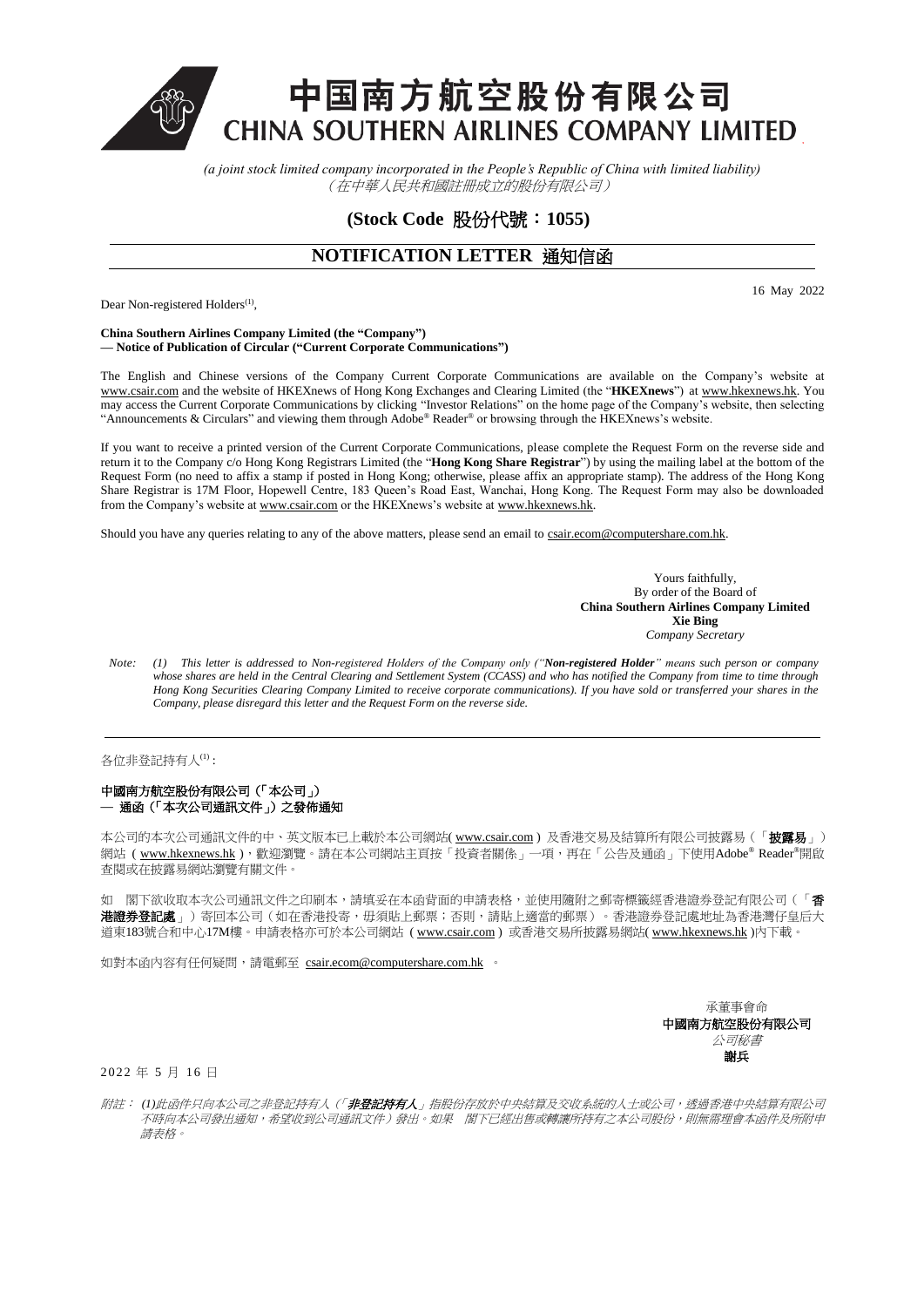# 中国南方航空股份有限公司
# CHINA SOUTHERN AIRLINES COMPANY LIMITED

*(a joint stock limited company incorporated in the People's Republic of China with limited liability)*
*（在中華人民共和國註冊成立的股份有限公司）*

**(Stock Code 股份代號：1055)**

## NOTIFICATION LETTER 通知信函

16 May 2022

Dear Non-registered Holders[(1)],

**China Southern Airlines Company Limited (the "Company")**
**— Notice of Publication of Circular ("Current Corporate Communications")**

The English and Chinese versions of the Company Current Corporate Communications are available on the Company's website at www.csair.com and the website of HKEXnews of Hong Kong Exchanges and Clearing Limited (the "**HKEXnews**") at www.hkexnews.hk. You may access the Current Corporate Communications by clicking "Investor Relations" on the home page of the Company's website, then selecting "Announcements & Circulars" and viewing them through Adobe® Reader® or browsing through the HKEXnews's website.

If you want to receive a printed version of the Current Corporate Communications, please complete the Request Form on the reverse side and return it to the Company c/o Hong Kong Registrars Limited (the "**Hong Kong Share Registrar**") by using the mailing label at the bottom of the Request Form (no need to affix a stamp if posted in Hong Kong; otherwise, please affix an appropriate stamp). The address of the Hong Kong Share Registrar is 17M Floor, Hopewell Centre, 183 Queen's Road East, Wanchai, Hong Kong. The Request Form may also be downloaded from the Company's website at www.csair.com or the HKEXnews's website at www.hkexnews.hk.

Should you have any queries relating to any of the above matters, please send an email to csair.ecom@computershare.com.hk.

Yours faithfully,
By order of the Board of
**China Southern Airlines Company Limited**
**Xie Bing**
*Company Secretary*

*Note: (1) This letter is addressed to Non-registered Holders of the Company only ("**Non-registered Holder**" means such person or company whose shares are held in the Central Clearing and Settlement System (CCASS) and who has notified the Company from time to time through Hong Kong Securities Clearing Company Limited to receive corporate communications). If you have sold or transferred your shares in the Company, please disregard this letter and the Request Form on the reverse side.*

---

各位非登記持有人[(1)]：

**中國南方航空股份有限公司（「本公司」）**
**— 通函（「本次公司通訊文件」）之發佈通知**

本公司的本次公司通訊文件的中、英文版本已上載於本公司網站( www.csair.com ) 及香港交易及結算所有限公司披露易（「**披露易**」）網站（ www.hkexnews.hk ），歡迎瀏覽。請在本公司網站主頁按「投資者關係」一項，再在「公告及通函」下使用Adobe® Reader®開啟查閱或在披露易網站瀏覽有關文件。

如 閣下欲收取本次公司通訊文件之印刷本，請填妥在本函背面的申請表格，並使用隨附之郵寄標籤經香港證券登記有限公司（「**香港證券登記處**」）寄回本公司（如在香港投寄，毋須貼上郵票；否則，請貼上適當的郵票）。香港證券登記處地址為香港灣仔皇后大道東183號合和中心17M樓。申請表格亦可於本公司網站（ www.csair.com ）或香港交易所披露易網站( www.hkexnews.hk )內下載。

如對本函內容有任何疑問，請電郵至 csair.ecom@computershare.com.hk 。

承董事會命
**中國南方航空股份有限公司**
*公司秘書*
**謝兵**

2022 年 5 月 16 日

*附註： (1)此函件只向本公司之非登記持有人（「**非登記持有人**」指股份存放於中央結算及交收系統的人士或公司，透過香港中央結算有限公司不時向本公司發出通知，希望收到公司通訊文件）發出。如果 閣下已經出售或轉讓所持有之本公司股份，則無需理會本函件及所附申請表格。*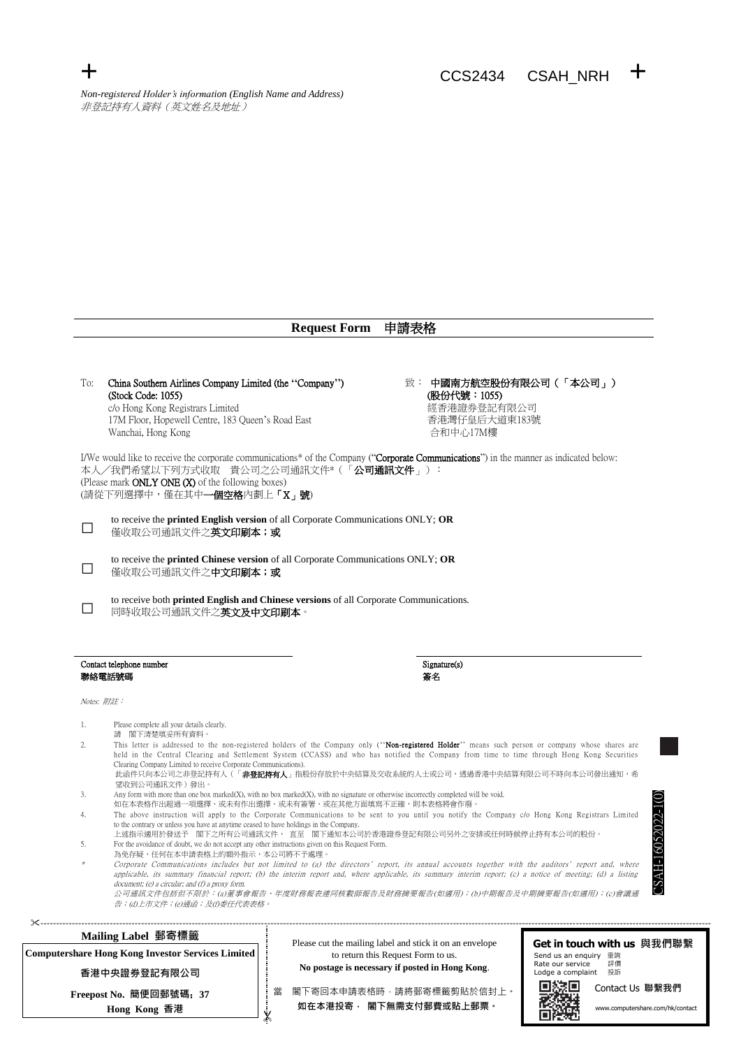CCS2434 CSAH_NRH

*Non-registered Holder's information (English Name and Address)*
*非登記持有人資料（英文姓名及地址）*

# Request Form 申請表格

To: **China Southern Airlines Company Limited (the "Company")**
**(Stock Code: 1055)**
c/o Hong Kong Registrars Limited
17M Floor, Hopewell Centre, 183 Queen's Road East
Wanchai, Hong Kong

致： **中國南方航空股份有限公司（「本公司」）**
**(股份代號：1055)**
經香港證券登記有限公司
香港灣仔皇后大道東183號
合和中心17M樓

I/We would like to receive the corporate communications* of the Company ("**Corporate Communications**") in the manner as indicated below:
本人／我們希望以下列方式收取　貴公司之公司通訊文件*（「**公司通訊文件**」）：
(Please mark **ONLY ONE (X)** of the following boxes)
(請從下列選擇中，僅在其中**一個空格**內劃上「**X**」**號**)

☐ to receive the **printed English version** of all Corporate Communications ONLY; **OR**
僅收取公司通訊文件之**英文印刷本；或**

☐ to receive the **printed Chinese version** of all Corporate Communications ONLY; **OR**
僅收取公司通訊文件之**中文印刷本；或**

☐ to receive both **printed English and Chinese versions** of all Corporate Communications.
同時收取公司通訊文件之**英文及中文印刷本**。

Contact telephone number
**聯絡電話號碼**

Signature(s)
**簽名**

*Notes: 附註：*

1. Please complete all your details clearly.
請　閣下清楚填妥所有資料。
2. This letter is addressed to the non-registered holders of the Company only ("**Non-registered Holder**" means such person or company whose shares are held in the Central Clearing and Settlement System (CCASS) and who has notified the Company from time to time through Hong Kong Securities Clearing Company Limited to receive Corporate Communications).
此函件只向本公司之非登記持有人（「**非登記持有人**」指股份存放於中央結算及交收系統的人士或公司，透過香港中央結算有限公司不時向本公司發出通知，希望收到公司通訊文件）發出。
3. Any form with more than one box marked(X), with no box marked(X), with no signature or otherwise incorrectly completed will be void.
如在本表格作出超過一項選擇、或未有作出選擇、或未有簽署、或在其他方面填寫不正確，則本表格將會作廢。
4. The above instruction will apply to the Corporate Communications to be sent to you until you notify the Company c/o Hong Kong Registrars Limited to the contrary or unless you have at anytime ceased to have holdings in the Company.
上述指示適用於發送予　閣下之所有公司通訊文件，直至　閣下通知本公司於香港證券登記有限公司另外之安排或任何時候停止持有本公司的股份。
5. For the avoidance of doubt, we do not accept any other instructions given on this Request Form.
為免存疑，任何在本申請表格上的額外指示，本公司將不予處理。

\# *Corporate Communications includes but not limited to (a) the directors' report, its annual accounts together with the auditors' report and, where applicable, its summary financial report; (b) the interim report and, where applicable, its summary interim report; (c) a notice of meeting; (d) a listing document; (e) a circular; and (f) a proxy form.*
*公司通訊文件包括但不限於：(a)董事會報告、年度財務報表連同核數師報告及財務摘要報告(如適用)；(b)中期報告及中期摘要報告(如適用)；(c)會議通告；(d)上市文件；(e)通函；及(f)委任代表表格。*

CSAH-16052022-1(0)

**Mailing Label 郵寄標籤**

**Computershare Hong Kong Investor Services Limited**
**香港中央證券登記有限公司**
**Freepost No. 簡便回郵號碼：37**
**Hong Kong 香港**

Please cut the mailing label and stick it on an envelope to return this Request Form to us.
**No postage is necessary if posted in Hong Kong**.

當　閣下寄回本申請表格時，請將郵寄標籤剪貼於信封上。
**如在本港投寄，　閣下無需支付郵費或貼上郵票。**

**Get in touch with us 與我們聯繫**
Send us an enquiry 垂詢
Rate our service 評價
Lodge a complaint 投訴
Contact Us 聯繫我們
www.computershare.com/hk/contact